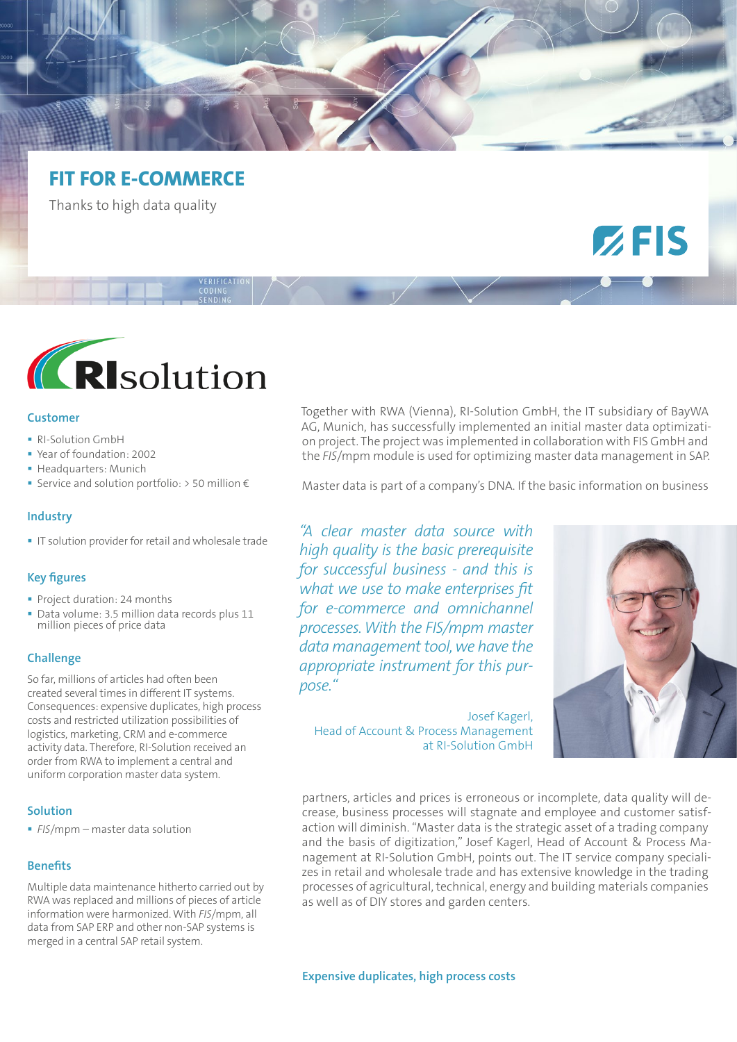# FIT FOR E-COMMERCE

Thanks to high data quality

## Customer

- RI-Solution GmbH
- Year of foundation: 2002
- Headquarters: Munich
- Service and solution portfolio: > 50 million €

## Industry

- IT solution provider for retail and wholesale trade

## Key figures

- Project duration: 24 months
- Data volume: 3.5 million data records plus 11 million pieces of price data

## Challenge

So far, millions of articles had often been created several times in different IT systems. Consequences: expensive duplicates, high process costs and restricted utilization possibilities of logistics, marketing, CRM and e-commerce activity data. Therefore, RI-Solution received an order from RWA to implement a central and uniform corporation master data system.

## Solution

- *FIS*/mpm – master data solution

## Benefits

Multiple data maintenance hitherto carried out by RWA was replaced and millions of pieces of article information were harmonized. With *FIS*/mpm, all data from SAP ERP and other non-SAP systems is merged in a central SAP retail system.

Together with RWA (Vienna), RI-Solution GmbH, the IT subsidiary of BayWA AG, Munich, has successfully implemented an initial master data optimization project. The project was implemented in collaboration with FIS GmbH and the *FIS*/mpm module is used for optimizing master data management in SAP.

Master data is part of a company's DNA. If the basic information on business partners, articles and prices is erroneous or incomplete, data quality will decrease, business processes will stagnate and employee and customer satisfaction will diminish. "Master data is the strategic asset of a trading company and the basis of digitization," Josef Kagerl, Head of Account & Process Management at RI-Solution GmbH, points out. The IT service company specializes in retail and wholesale trade and has extensive knowledge in the trading processes of agricultural, technical, energy and building materials companies as well as of DIY stores and garden centers.

> *"A clear master data source with high quality is the basic prerequisite for successful business - and this is what we use to make enterprises fit for e-commerce and omnichannel processes. With the FIS/mpm master data management tool, we have the appropriate instrument for this purpose."*
>
> Josef Kagerl, Head of Account & Process Management at RI-Solution GmbH

### Expensive duplicates, high process costs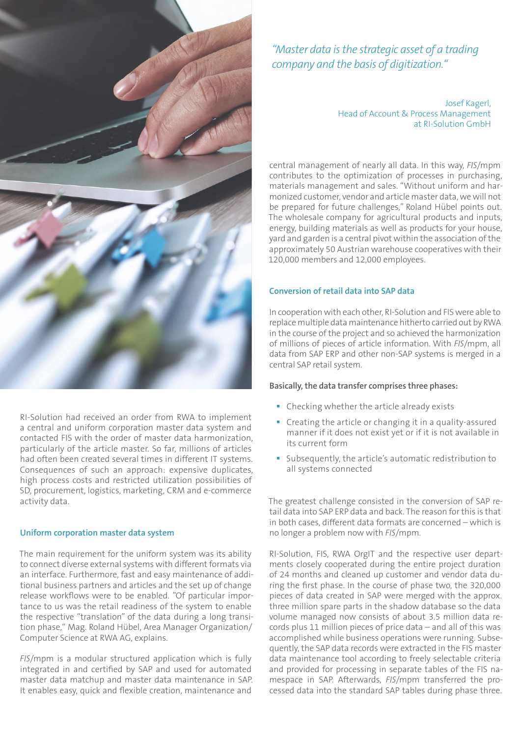RI-Solution had received an order from RWA to implement a central and uniform corporation master data system and contacted FIS with the order of master data harmonization, particularly of the article master. So far, millions of articles had often been created several times in different IT systems. Consequences of such an approach: expensive duplicates, high process costs and restricted utilization possibilities of SD, procurement, logistics, marketing, CRM and e-commerce activity data.

## Uniform corporation master data system

The main requirement for the uniform system was its ability to connect diverse external systems with different formats via an interface. Furthermore, fast and easy maintenance of additional business partners and articles and the set up of change release workflows were to be enabled. "Of particular importance to us was the retail readiness of the system to enable the respective "translation" of the data during a long transition phase," Mag. Roland Hübel, Area Manager Organization/ Computer Science at RWA AG, explains.

*FIS*/mpm is a modular structured application which is fully integrated in and certified by SAP and used for automated master data matchup and master data maintenance in SAP. It enables easy, quick and flexible creation, maintenance and central management of nearly all data. In this way, *FIS*/mpm contributes to the optimization of processes in purchasing, materials management and sales. "Without uniform and harmonized customer, vendor and article master data, we will not be prepared for future challenges," Roland Hübel points out. The wholesale company for agricultural products and inputs, energy, building materials as well as products for your house, yard and garden is a central pivot within the association of the approximately 50 Austrian warehouse cooperatives with their 120,000 members and 12,000 employees.

> *"Master data is the strategic asset of a trading company and the basis of digitization."*
>
> Josef Kagerl,
> Head of Account & Process Management
> at RI-Solution GmbH

## Conversion of retail data into SAP data

In cooperation with each other, RI-Solution and FIS were able to replace multiple data maintenance hitherto carried out by RWA in the course of the project and so achieved the harmonization of millions of pieces of article information. With *FIS*/mpm, all data from SAP ERP and other non-SAP systems is merged in a central SAP retail system.

**Basically, the data transfer comprises three phases:**

- Checking whether the article already exists
- Creating the article or changing it in a quality-assured manner if it does not exist yet or if it is not available in its current form
- Subsequently, the article's automatic redistribution to all systems connected

The greatest challenge consisted in the conversion of SAP retail data into SAP ERP data and back. The reason for this is that in both cases, different data formats are concerned – which is no longer a problem now with *FIS*/mpm.

RI-Solution, FIS, RWA OrgIT and the respective user departments closely cooperated during the entire project duration of 24 months and cleaned up customer and vendor data during the first phase. In the course of phase two, the 320,000 pieces of data created in SAP were merged with the approx. three million spare parts in the shadow database so the data volume managed now consists of about 3.5 million data records plus 11 million pieces of price data – and all of this was accomplished while business operations were running. Subsequently, the SAP data records were extracted in the FIS master data maintenance tool according to freely selectable criteria and provided for processing in separate tables of the FIS namespace in SAP. Afterwards, *FIS*/mpm transferred the processed data into the standard SAP tables during phase three.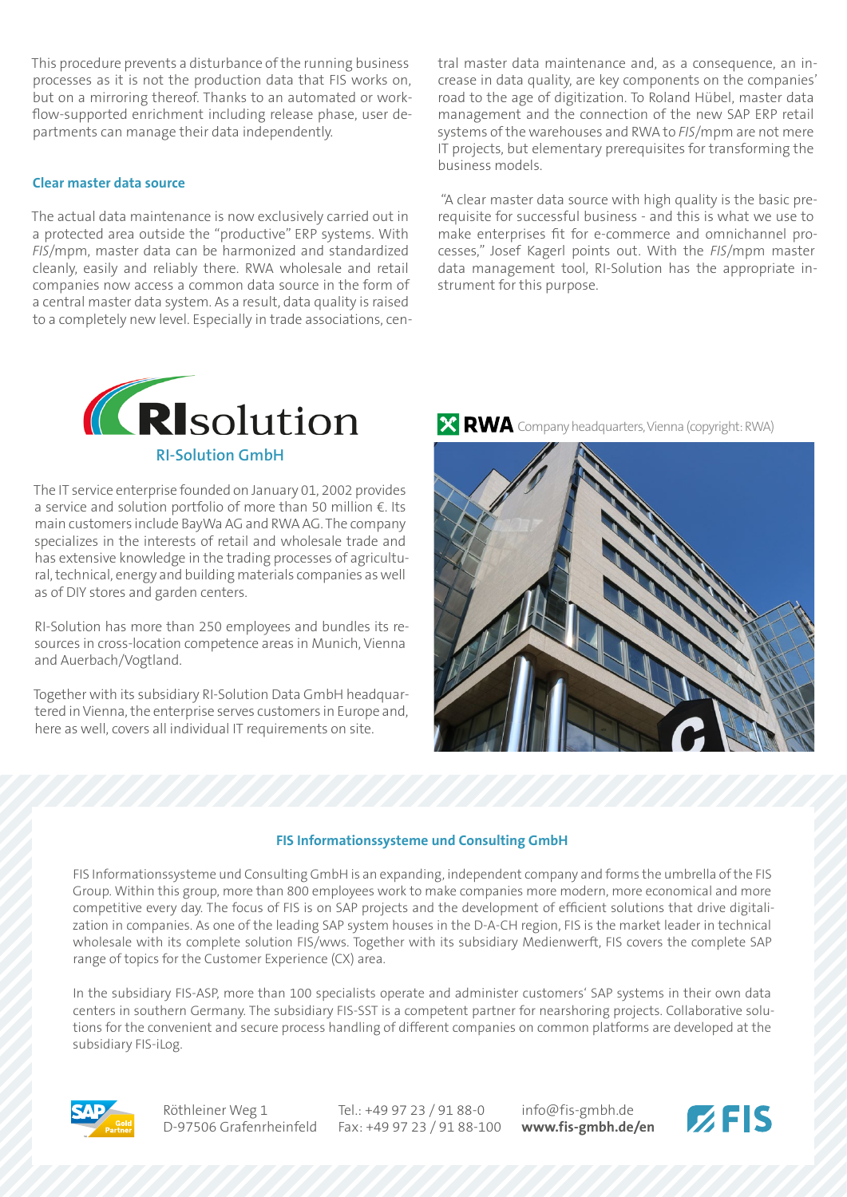This procedure prevents a disturbance of the running business processes as it is not the production data that FIS works on, but on a mirroring thereof. Thanks to an automated or workflow-supported enrichment including release phase, user departments can manage their data independently.

### Clear master data source

The actual data maintenance is now exclusively carried out in a protected area outside the "productive" ERP systems. With *FIS*/mpm, master data can be harmonized and standardized cleanly, easily and reliably there. RWA wholesale and retail companies now access a common data source in the form of a central master data system. As a result, data quality is raised to a completely new level. Especially in trade associations, central master data maintenance and, as a consequence, an increase in data quality, are key components on the companies' road to the age of digitization. To Roland Hübel, master data management and the connection of the new SAP ERP retail systems of the warehouses and RWA to *FIS*/mpm are not mere IT projects, but elementary prerequisites for transforming the business models.

"A clear master data source with high quality is the basic prerequisite for successful business - and this is what we use to make enterprises fit for e-commerce and omnichannel processes," Josef Kagerl points out. With the *FIS*/mpm master data management tool, RI-Solution has the appropriate instrument for this purpose.

RIsolution

**RI-Solution GmbH**

The IT service enterprise founded on January 01, 2002 provides a service and solution portfolio of more than 50 million €. Its main customers include BayWa AG and RWA AG. The company specializes in the interests of retail and wholesale trade and has extensive knowledge in the trading processes of agricultural, technical, energy and building materials companies as well as of DIY stores and garden centers.

RI-Solution has more than 250 employees and bundles its resources in cross-location competence areas in Munich, Vienna and Auerbach/Vogtland.

Together with its subsidiary RI-Solution Data GmbH headquartered in Vienna, the enterprise serves customers in Europe and, here as well, covers all individual IT requirements on site.

**RWA** Company headquarters, Vienna (copyright: RWA)

### FIS Informationssysteme und Consulting GmbH

FIS Informationssysteme und Consulting GmbH is an expanding, independent company and forms the umbrella of the FIS Group. Within this group, more than 800 employees work to make companies more modern, more economical and more competitive every day. The focus of FIS is on SAP projects and the development of efficient solutions that drive digitization in companies. As one of the leading SAP system houses in the D-A-CH region, FIS is the market leader in technical wholesale with its complete solution FIS/wws. Together with its subsidiary Medienwerft, FIS covers the complete SAP range of topics for the Customer Experience (CX) area.

In the subsidiary FIS-ASP, more than 100 specialists operate and administer customers' SAP systems in their own data centers in southern Germany. The subsidiary FIS-SST is a competent partner for nearshoring projects. Collaborative solutions for the convenient and secure process handling of different companies on common platforms are developed at the subsidiary FIS-iLog.

SAP Gold Partner

Röthleiner Weg 1
D-97506 Grafenrheinfeld

Tel.: +49 97 23 / 91 88-0
Fax: +49 97 23 / 91 88-100

info@fis-gmbh.de
**www.fis-gmbh.de/en**

FIS